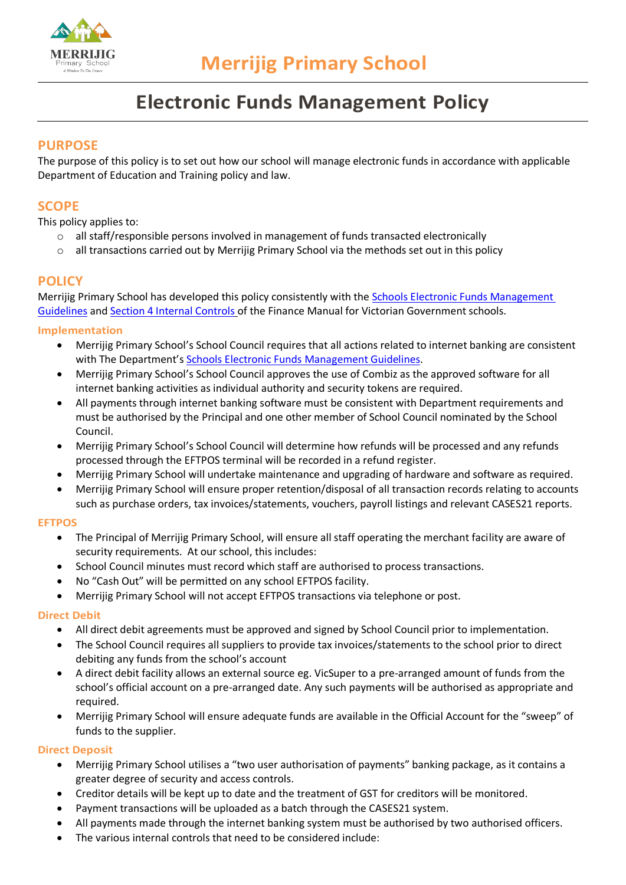# Merrijig Primary School

# Electronic Funds Management Policy

## PURPOSE

The purpose of this policy is to set out how our school will manage electronic funds in accordance with applicable Department of Education and Training policy and law.

## SCOPE

This policy applies to:

- all staff/responsible persons involved in management of funds transacted electronically
- all transactions carried out by Merrijig Primary School via the methods set out in this policy

## POLICY

Merrijig Primary School has developed this policy consistently with the Schools Electronic Funds Management Guidelines and Section 4 Internal Controls of the Finance Manual for Victorian Government schools.

### Implementation

- Merrijig Primary School's School Council requires that all actions related to internet banking are consistent with The Department's Schools Electronic Funds Management Guidelines.
- Merrijig Primary School's School Council approves the use of Combiz as the approved software for all internet banking activities as individual authority and security tokens are required.
- All payments through internet banking software must be consistent with Department requirements and must be authorised by the Principal and one other member of School Council nominated by the School Council.
- Merrijig Primary School's School Council will determine how refunds will be processed and any refunds processed through the EFTPOS terminal will be recorded in a refund register.
- Merrijig Primary School will undertake maintenance and upgrading of hardware and software as required.
- Merrijig Primary School will ensure proper retention/disposal of all transaction records relating to accounts such as purchase orders, tax invoices/statements, vouchers, payroll listings and relevant CASES21 reports.

### EFTPOS

- The Principal of Merrijig Primary School, will ensure all staff operating the merchant facility are aware of security requirements. At our school, this includes:
- School Council minutes must record which staff are authorised to process transactions.
- No "Cash Out" will be permitted on any school EFTPOS facility.
- Merrijig Primary School will not accept EFTPOS transactions via telephone or post.

### Direct Debit

- All direct debit agreements must be approved and signed by School Council prior to implementation.
- The School Council requires all suppliers to provide tax invoices/statements to the school prior to direct debiting any funds from the school's account
- A direct debit facility allows an external source eg. VicSuper to a pre-arranged amount of funds from the school's official account on a pre-arranged date. Any such payments will be authorised as appropriate and required.
- Merrijig Primary School will ensure adequate funds are available in the Official Account for the "sweep" of funds to the supplier.

### Direct Deposit

- Merrijig Primary School utilises a "two user authorisation of payments" banking package, as it contains a greater degree of security and access controls.
- Creditor details will be kept up to date and the treatment of GST for creditors will be monitored.
- Payment transactions will be uploaded as a batch through the CASES21 system.
- All payments made through the internet banking system must be authorised by two authorised officers.
- The various internal controls that need to be considered include: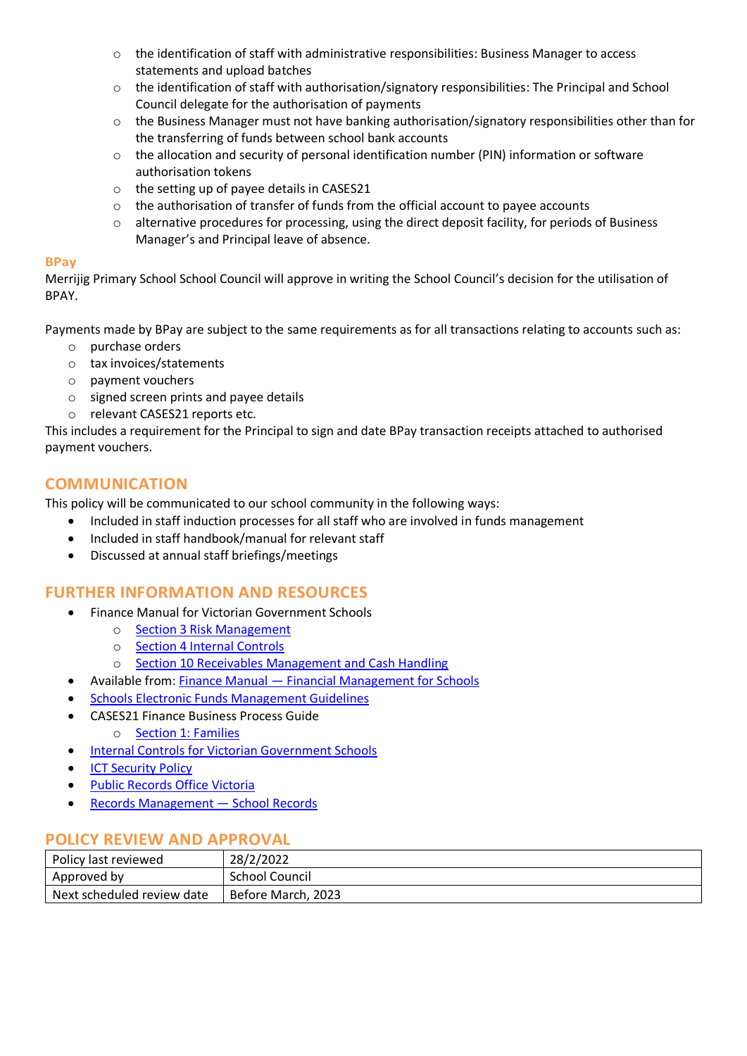- the identification of staff with administrative responsibilities: Business Manager to access statements and upload batches
- the identification of staff with authorisation/signatory responsibilities: The Principal and School Council delegate for the authorisation of payments
- the Business Manager must not have banking authorisation/signatory responsibilities other than for the transferring of funds between school bank accounts
- the allocation and security of personal identification number (PIN) information or software authorisation tokens
- the setting up of payee details in CASES21
- the authorisation of transfer of funds from the official account to payee accounts
- alternative procedures for processing, using the direct deposit facility, for periods of Business Manager's and Principal leave of absence.

### BPay

Merrijig Primary School School Council will approve in writing the School Council's decision for the utilisation of BPAY.

Payments made by BPay are subject to the same requirements as for all transactions relating to accounts such as:

- purchase orders
- tax invoices/statements
- payment vouchers
- signed screen prints and payee details
- relevant CASES21 reports etc.

This includes a requirement for the Principal to sign and date BPay transaction receipts attached to authorised payment vouchers.

## COMMUNICATION

This policy will be communicated to our school community in the following ways:

- Included in staff induction processes for all staff who are involved in funds management
- Included in staff handbook/manual for relevant staff
- Discussed at annual staff briefings/meetings

## FURTHER INFORMATION AND RESOURCES

- Finance Manual for Victorian Government Schools
  - Section 3 Risk Management
  - Section 4 Internal Controls
  - Section 10 Receivables Management and Cash Handling
- Available from: Finance Manual — Financial Management for Schools
- Schools Electronic Funds Management Guidelines
- CASES21 Finance Business Process Guide
  - Section 1: Families
- Internal Controls for Victorian Government Schools
- ICT Security Policy
- Public Records Office Victoria
- Records Management — School Records

## POLICY REVIEW AND APPROVAL

| | |
|---|---|
| Policy last reviewed | 28/2/2022 |
| Approved by | School Council |
| Next scheduled review date | Before March, 2023 |